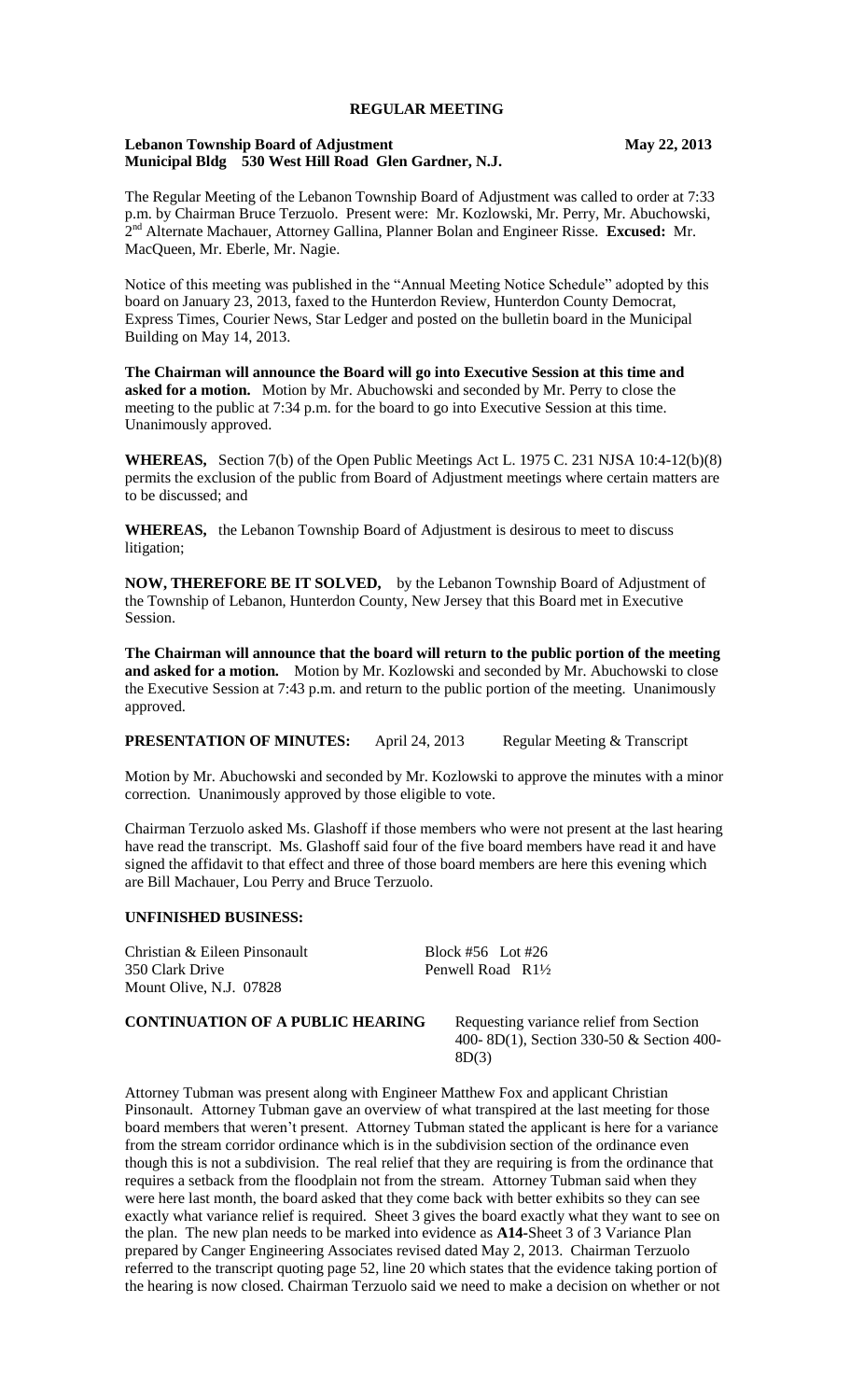**REGULAR MEETING**

**Lebanon Township Board of Adjustment** **May 22, 2013**
**Municipal Bldg 530 West Hill Road Glen Gardner, N.J.**

The Regular Meeting of the Lebanon Township Board of Adjustment was called to order at 7:33 p.m. by Chairman Bruce Terzuolo. Present were: Mr. Kozlowski, Mr. Perry, Mr. Abuchowski, 2nd Alternate Machauer, Attorney Gallina, Planner Bolan and Engineer Risse. **Excused:** Mr. MacQueen, Mr. Eberle, Mr. Nagie.

Notice of this meeting was published in the "Annual Meeting Notice Schedule" adopted by this board on January 23, 2013, faxed to the Hunterdon Review, Hunterdon County Democrat, Express Times, Courier News, Star Ledger and posted on the bulletin board in the Municipal Building on May 14, 2013.

**The Chairman will announce the Board will go into Executive Session at this time and asked for a motion.** Motion by Mr. Abuchowski and seconded by Mr. Perry to close the meeting to the public at 7:34 p.m. for the board to go into Executive Session at this time. Unanimously approved.

**WHEREAS,** Section 7(b) of the Open Public Meetings Act L. 1975 C. 231 NJSA 10:4-12(b)(8) permits the exclusion of the public from Board of Adjustment meetings where certain matters are to be discussed; and

**WHEREAS,** the Lebanon Township Board of Adjustment is desirous to meet to discuss litigation;

**NOW, THEREFORE BE IT SOLVED,** by the Lebanon Township Board of Adjustment of the Township of Lebanon, Hunterdon County, New Jersey that this Board met in Executive Session.

**The Chairman will announce that the board will return to the public portion of the meeting and asked for a motion.** Motion by Mr. Kozlowski and seconded by Mr. Abuchowski to close the Executive Session at 7:43 p.m. and return to the public portion of the meeting. Unanimously approved.

**PRESENTATION OF MINUTES:** April 24, 2013 Regular Meeting & Transcript

Motion by Mr. Abuchowski and seconded by Mr. Kozlowski to approve the minutes with a minor correction. Unanimously approved by those eligible to vote.

Chairman Terzuolo asked Ms. Glashoff if those members who were not present at the last hearing have read the transcript. Ms. Glashoff said four of the five board members have read it and have signed the affidavit to that effect and three of those board members are here this evening which are Bill Machauer, Lou Perry and Bruce Terzuolo.

**UNFINISHED BUSINESS:**

Christian & Eileen Pinsonault
350 Clark Drive
Mount Olive, N.J. 07828

Block #56 Lot #26
Penwell Road R1½

**CONTINUATION OF A PUBLIC HEARING** Requesting variance relief from Section 400- 8D(1), Section 330-50 & Section 400-8D(3)

Attorney Tubman was present along with Engineer Matthew Fox and applicant Christian Pinsonault. Attorney Tubman gave an overview of what transpired at the last meeting for those board members that weren't present. Attorney Tubman stated the applicant is here for a variance from the stream corridor ordinance which is in the subdivision section of the ordinance even though this is not a subdivision. The real relief that they are requiring is from the ordinance that requires a setback from the floodplain not from the stream. Attorney Tubman said when they were here last month, the board asked that they come back with better exhibits so they can see exactly what variance relief is required. Sheet 3 gives the board exactly what they want to see on the plan. The new plan needs to be marked into evidence as **A14-**Sheet 3 of 3 Variance Plan prepared by Canger Engineering Associates revised dated May 2, 2013. Chairman Terzuolo referred to the transcript quoting page 52, line 20 which states that the evidence taking portion of the hearing is now closed. Chairman Terzuolo said we need to make a decision on whether or not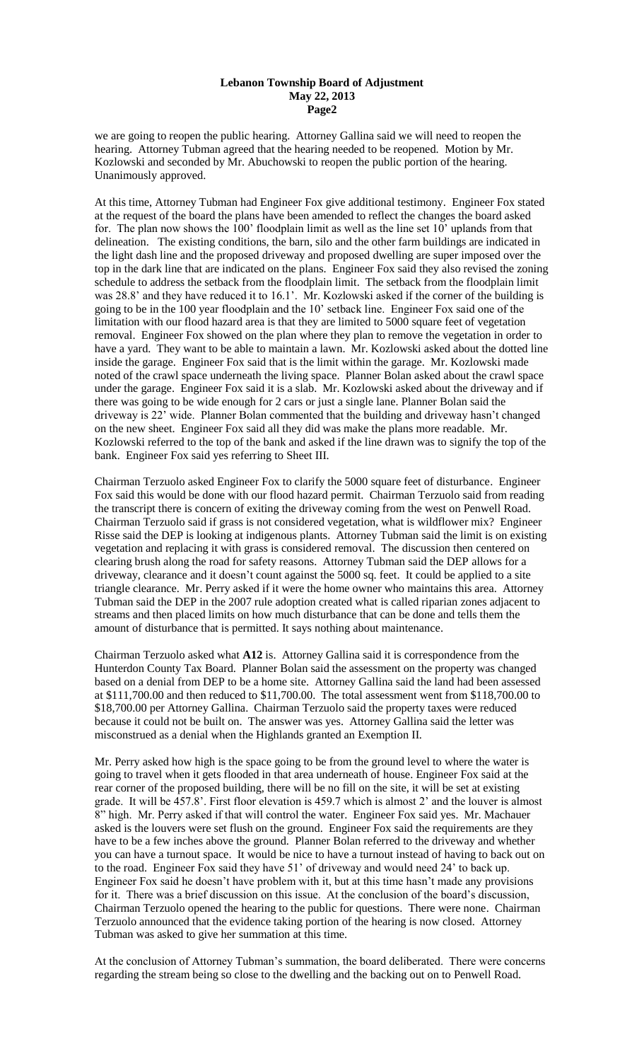we are going to reopen the public hearing. Attorney Gallina said we will need to reopen the hearing. Attorney Tubman agreed that the hearing needed to be reopened. Motion by Mr. Kozlowski and seconded by Mr. Abuchowski to reopen the public portion of the hearing. Unanimously approved.

At this time, Attorney Tubman had Engineer Fox give additional testimony. Engineer Fox stated at the request of the board the plans have been amended to reflect the changes the board asked for. The plan now shows the 100' floodplain limit as well as the line set 10' uplands from that delineation. The existing conditions, the barn, silo and the other farm buildings are indicated in the light dash line and the proposed driveway and proposed dwelling are super imposed over the top in the dark line that are indicated on the plans. Engineer Fox said they also revised the zoning schedule to address the setback from the floodplain limit. The setback from the floodplain limit was 28.8' and they have reduced it to 16.1'. Mr. Kozlowski asked if the corner of the building is going to be in the 100 year floodplain and the 10' setback line. Engineer Fox said one of the limitation with our flood hazard area is that they are limited to 5000 square feet of vegetation removal. Engineer Fox showed on the plan where they plan to remove the vegetation in order to have a yard. They want to be able to maintain a lawn. Mr. Kozlowski asked about the dotted line inside the garage. Engineer Fox said that is the limit within the garage. Mr. Kozlowski made noted of the crawl space underneath the living space. Planner Bolan asked about the crawl space under the garage. Engineer Fox said it is a slab. Mr. Kozlowski asked about the driveway and if there was going to be wide enough for 2 cars or just a single lane. Planner Bolan said the driveway is 22' wide. Planner Bolan commented that the building and driveway hasn't changed on the new sheet. Engineer Fox said all they did was make the plans more readable. Mr. Kozlowski referred to the top of the bank and asked if the line drawn was to signify the top of the bank. Engineer Fox said yes referring to Sheet III.

Chairman Terzuolo asked Engineer Fox to clarify the 5000 square feet of disturbance. Engineer Fox said this would be done with our flood hazard permit. Chairman Terzuolo said from reading the transcript there is concern of exiting the driveway coming from the west on Penwell Road. Chairman Terzuolo said if grass is not considered vegetation, what is wildflower mix? Engineer Risse said the DEP is looking at indigenous plants. Attorney Tubman said the limit is on existing vegetation and replacing it with grass is considered removal. The discussion then centered on clearing brush along the road for safety reasons. Attorney Tubman said the DEP allows for a driveway, clearance and it doesn't count against the 5000 sq. feet. It could be applied to a site triangle clearance. Mr. Perry asked if it were the home owner who maintains this area. Attorney Tubman said the DEP in the 2007 rule adoption created what is called riparian zones adjacent to streams and then placed limits on how much disturbance that can be done and tells them the amount of disturbance that is permitted. It says nothing about maintenance.

Chairman Terzuolo asked what **A12** is. Attorney Gallina said it is correspondence from the Hunterdon County Tax Board. Planner Bolan said the assessment on the property was changed based on a denial from DEP to be a home site. Attorney Gallina said the land had been assessed at \$111,700.00 and then reduced to \$11,700.00. The total assessment went from \$118,700.00 to \$18,700.00 per Attorney Gallina. Chairman Terzuolo said the property taxes were reduced because it could not be built on. The answer was yes. Attorney Gallina said the letter was misconstrued as a denial when the Highlands granted an Exemption II.

Mr. Perry asked how high is the space going to be from the ground level to where the water is going to travel when it gets flooded in that area underneath of house. Engineer Fox said at the rear corner of the proposed building, there will be no fill on the site, it will be set at existing grade. It will be 457.8'. First floor elevation is 459.7 which is almost 2' and the louver is almost 8" high. Mr. Perry asked if that will control the water. Engineer Fox said yes. Mr. Machauer asked is the louvers were set flush on the ground. Engineer Fox said the requirements are they have to be a few inches above the ground. Planner Bolan referred to the driveway and whether you can have a turnout space. It would be nice to have a turnout instead of having to back out on to the road. Engineer Fox said they have 51' of driveway and would need 24' to back up. Engineer Fox said he doesn't have problem with it, but at this time hasn't made any provisions for it. There was a brief discussion on this issue. At the conclusion of the board's discussion, Chairman Terzuolo opened the hearing to the public for questions. There were none. Chairman Terzuolo announced that the evidence taking portion of the hearing is now closed. Attorney Tubman was asked to give her summation at this time.

At the conclusion of Attorney Tubman's summation, the board deliberated. There were concerns regarding the stream being so close to the dwelling and the backing out on to Penwell Road.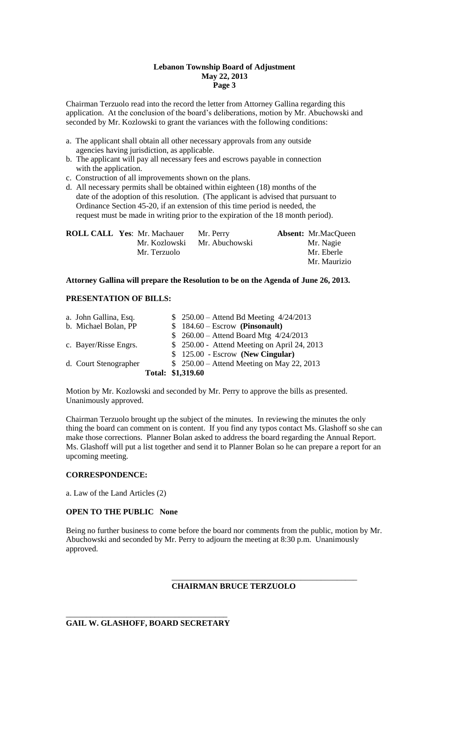Chairman Terzuolo read into the record the letter from Attorney Gallina regarding this application. At the conclusion of the board's deliberations, motion by Mr. Abuchowski and seconded by Mr. Kozlowski to grant the variances with the following conditions:

a. The applicant shall obtain all other necessary approvals from any outside agencies having jurisdiction, as applicable.
b. The applicant will pay all necessary fees and escrows payable in connection with the application.
c. Construction of all improvements shown on the plans.
d. All necessary permits shall be obtained within eighteen (18) months of the date of the adoption of this resolution. (The applicant is advised that pursuant to Ordinance Section 45-20, if an extension of this time period is needed, the request must be made in writing prior to the expiration of the 18 month period).

| | | | |
|---|---|---|---|
| **ROLL CALL Yes**: | Mr. Machauer | Mr. Perry | **Absent:** Mr.MacQueen |
| | Mr. Kozlowski | Mr. Abuchowski | Mr. Nagie |
| | Mr. Terzuolo | | Mr. Eberle |
| | | | Mr. Maurizio |

**Attorney Gallina will prepare the Resolution to be on the Agenda of June 26, 2013.**

## PRESENTATION OF BILLS:

| | |
|---|---|
| a. John Gallina, Esq. | $ 250.00 – Attend Bd Meeting 4/24/2013 |
| b. Michael Bolan, PP | $ 184.60 – Escrow **(Pinsonault)** |
| | $ 260.00 – Attend Board Mtg 4/24/2013 |
| c. Bayer/Risse Engrs. | $ 250.00 - Attend Meeting on April 24, 2013 |
| | $ 125.00 - Escrow **(New Cingular)** |
| d. Court Stenographer | $ 250.00 – Attend Meeting on May 22, 2013 |
| **Total:** | **$1,319.60** |

Motion by Mr. Kozlowski and seconded by Mr. Perry to approve the bills as presented. Unanimously approved.

Chairman Terzuolo brought up the subject of the minutes. In reviewing the minutes the only thing the board can comment on is content. If you find any typos contact Ms. Glashoff so she can make those corrections. Planner Bolan asked to address the board regarding the Annual Report. Ms. Glashoff will put a list together and send it to Planner Bolan so he can prepare a report for an upcoming meeting.

## CORRESPONDENCE:

a. Law of the Land Articles (2)

## OPEN TO THE PUBLIC None

Being no further business to come before the board nor comments from the public, motion by Mr. Abuchowski and seconded by Mr. Perry to adjourn the meeting at 8:30 p.m. Unanimously approved.

\_\_\_\_\_\_\_\_\_\_\_\_\_\_\_\_\_\_\_\_\_\_\_\_\_\_\_\_\_\_\_\_\_\_\_\_\_\_\_\_\_\_\_\_\_\_

**CHAIRMAN BRUCE TERZUOLO**

\_\_\_\_\_\_\_\_\_\_\_\_\_\_\_\_\_\_\_\_\_\_\_\_\_\_\_\_\_\_\_\_\_\_\_\_\_\_\_\_\_\_

**GAIL W. GLASHOFF, BOARD SECRETARY**